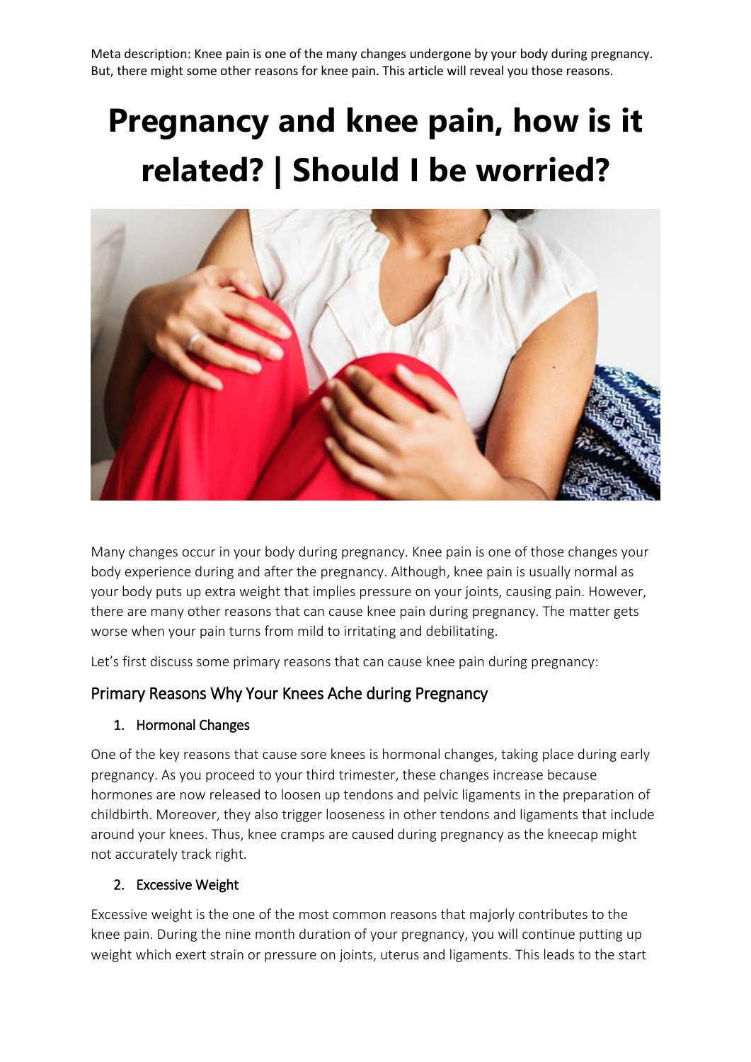Meta description: Knee pain is one of the many changes undergone by your body during pregnancy. But, there might some other reasons for knee pain. This article will reveal you those reasons.

# Pregnancy and knee pain, how is it related? | Should I be worried?

Many changes occur in your body during pregnancy. Knee pain is one of those changes your body experience during and after the pregnancy. Although, knee pain is usually normal as your body puts up extra weight that implies pressure on your joints, causing pain. However, there are many other reasons that can cause knee pain during pregnancy. The matter gets worse when your pain turns from mild to irritating and debilitating.

Let's first discuss some primary reasons that can cause knee pain during pregnancy:

## Primary Reasons Why Your Knees Ache during Pregnancy

### 1. Hormonal Changes

One of the key reasons that cause sore knees is hormonal changes, taking place during early pregnancy. As you proceed to your third trimester, these changes increase because hormones are now released to loosen up tendons and pelvic ligaments in the preparation of childbirth. Moreover, they also trigger looseness in other tendons and ligaments that include around your knees. Thus, knee cramps are caused during pregnancy as the kneecap might not accurately track right.

### 2. Excessive Weight

Excessive weight is the one of the most common reasons that majorly contributes to the knee pain. During the nine month duration of your pregnancy, you will continue putting up weight which exert strain or pressure on joints, uterus and ligaments. This leads to the start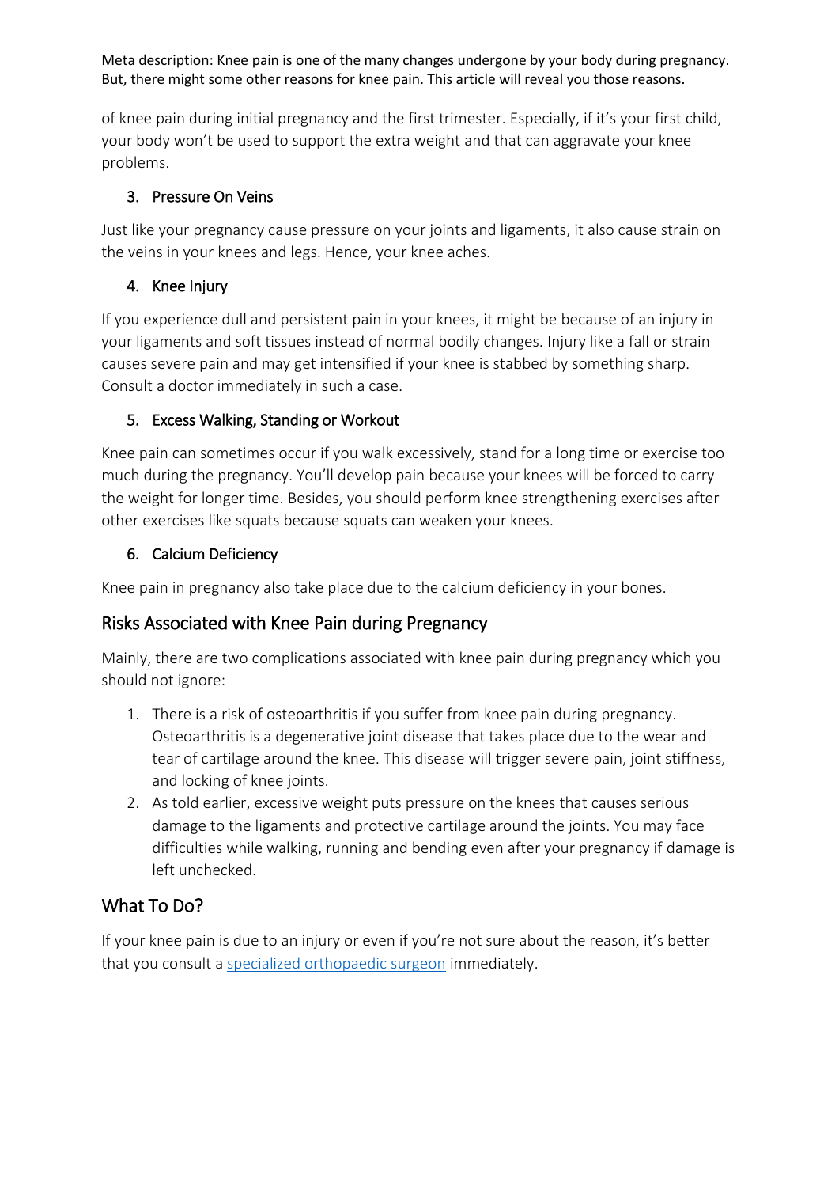Meta description: Knee pain is one of the many changes undergone by your body during pregnancy. But, there might some other reasons for knee pain. This article will reveal you those reasons.

of knee pain during initial pregnancy and the first trimester. Especially, if it's your first child, your body won't be used to support the extra weight and that can aggravate your knee problems.

### 3. Pressure On Veins

Just like your pregnancy cause pressure on your joints and ligaments, it also cause strain on the veins in your knees and legs. Hence, your knee aches.

### 4. Knee Injury

If you experience dull and persistent pain in your knees, it might be because of an injury in your ligaments and soft tissues instead of normal bodily changes. Injury like a fall or strain causes severe pain and may get intensified if your knee is stabbed by something sharp. Consult a doctor immediately in such a case.

### 5. Excess Walking, Standing or Workout

Knee pain can sometimes occur if you walk excessively, stand for a long time or exercise too much during the pregnancy. You'll develop pain because your knees will be forced to carry the weight for longer time. Besides, you should perform knee strengthening exercises after other exercises like squats because squats can weaken your knees.

### 6. Calcium Deficiency

Knee pain in pregnancy also take place due to the calcium deficiency in your bones.

## Risks Associated with Knee Pain during Pregnancy

Mainly, there are two complications associated with knee pain during pregnancy which you should not ignore:

1. There is a risk of osteoarthritis if you suffer from knee pain during pregnancy. Osteoarthritis is a degenerative joint disease that takes place due to the wear and tear of cartilage around the knee. This disease will trigger severe pain, joint stiffness, and locking of knee joints.
2. As told earlier, excessive weight puts pressure on the knees that causes serious damage to the ligaments and protective cartilage around the joints. You may face difficulties while walking, running and bending even after your pregnancy if damage is left unchecked.

## What To Do?

If your knee pain is due to an injury or even if you're not sure about the reason, it's better that you consult a specialized orthopaedic surgeon immediately.